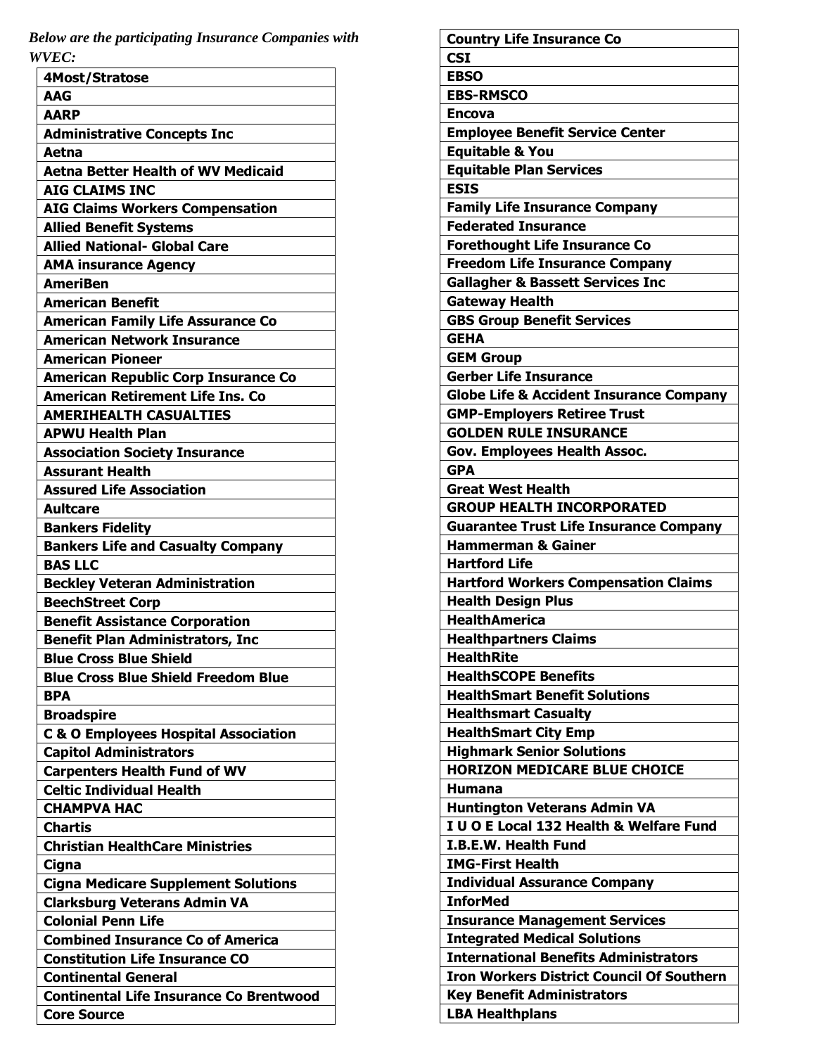*Below are the participating Insurance Companies with WVEC:*

| **4Most/Stratose** |
|---|
| **AAG** |
| **AARP** |
| **Administrative Concepts Inc** |
| **Aetna** |
| **Aetna Better Health of WV Medicaid** |
| **AIG CLAIMS INC** |
| **AIG Claims Workers Compensation** |
| **Allied Benefit Systems** |
| **Allied National- Global Care** |
| **AMA insurance Agency** |
| **AmeriBen** |
| **American Benefit** |
| **American Family Life Assurance Co** |
| **American Network Insurance** |
| **American Pioneer** |
| **American Republic Corp Insurance Co** |
| **American Retirement Life Ins. Co** |
| **AMERIHEALTH CASUALTIES** |
| **APWU Health Plan** |
| **Association Society Insurance** |
| **Assurant Health** |
| **Assured Life Association** |
| **Aultcare** |
| **Bankers Fidelity** |
| **Bankers Life and Casualty Company** |
| **BAS LLC** |
| **Beckley Veteran Administration** |
| **BeechStreet Corp** |
| **Benefit Assistance Corporation** |
| **Benefit Plan Administrators, Inc** |
| **Blue Cross Blue Shield** |
| **Blue Cross Blue Shield Freedom Blue** |
| **BPA** |
| **Broadspire** |
| **C & O Employees Hospital Association** |
| **Capitol Administrators** |
| **Carpenters Health Fund of WV** |
| **Celtic Individual Health** |
| **CHAMPVA HAC** |
| **Chartis** |
| **Christian HealthCare Ministries** |
| **Cigna** |
| **Cigna Medicare Supplement Solutions** |
| **Clarksburg Veterans Admin VA** |
| **Colonial Penn Life** |
| **Combined Insurance Co of America** |
| **Constitution Life Insurance CO** |
| **Continental General** |
| **Continental Life Insurance Co Brentwood** |
| **Core Source** |
| **Country Life Insurance Co** |
| **CSI** |
| **EBSO** |
| **EBS-RMSCO** |
| **Encova** |
| **Employee Benefit Service Center** |
| **Equitable & You** |
| **Equitable Plan Services** |
| **ESIS** |
| **Family Life Insurance Company** |
| **Federated Insurance** |
| **Forethought Life Insurance Co** |
| **Freedom Life Insurance Company** |
| **Gallagher & Bassett Services Inc** |
| **Gateway Health** |
| **GBS Group Benefit Services** |
| **GEHA** |
| **GEM Group** |
| **Gerber Life Insurance** |
| **Globe Life & Accident Insurance Company** |
| **GMP-Employers Retiree Trust** |
| **GOLDEN RULE INSURANCE** |
| **Gov. Employees Health Assoc.** |
| **GPA** |
| **Great West Health** |
| **GROUP HEALTH INCORPORATED** |
| **Guarantee Trust Life Insurance Company** |
| **Hammerman & Gainer** |
| **Hartford Life** |
| **Hartford Workers Compensation Claims** |
| **Health Design Plus** |
| **HealthAmerica** |
| **Healthpartners Claims** |
| **HealthRite** |
| **HealthSCOPE Benefits** |
| **HealthSmart Benefit Solutions** |
| **Healthsmart Casualty** |
| **HealthSmart City Emp** |
| **Highmark Senior Solutions** |
| **HORIZON MEDICARE BLUE CHOICE** |
| **Humana** |
| **Huntington Veterans Admin VA** |
| **I U O E Local 132 Health & Welfare Fund** |
| **I.B.E.W. Health Fund** |
| **IMG-First Health** |
| **Individual Assurance Company** |
| **InforMed** |
| **Insurance Management Services** |
| **Integrated Medical Solutions** |
| **International Benefits Administrators** |
| **Iron Workers District Council Of Southern** |
| **Key Benefit Administrators** |
| **LBA Healthplans** |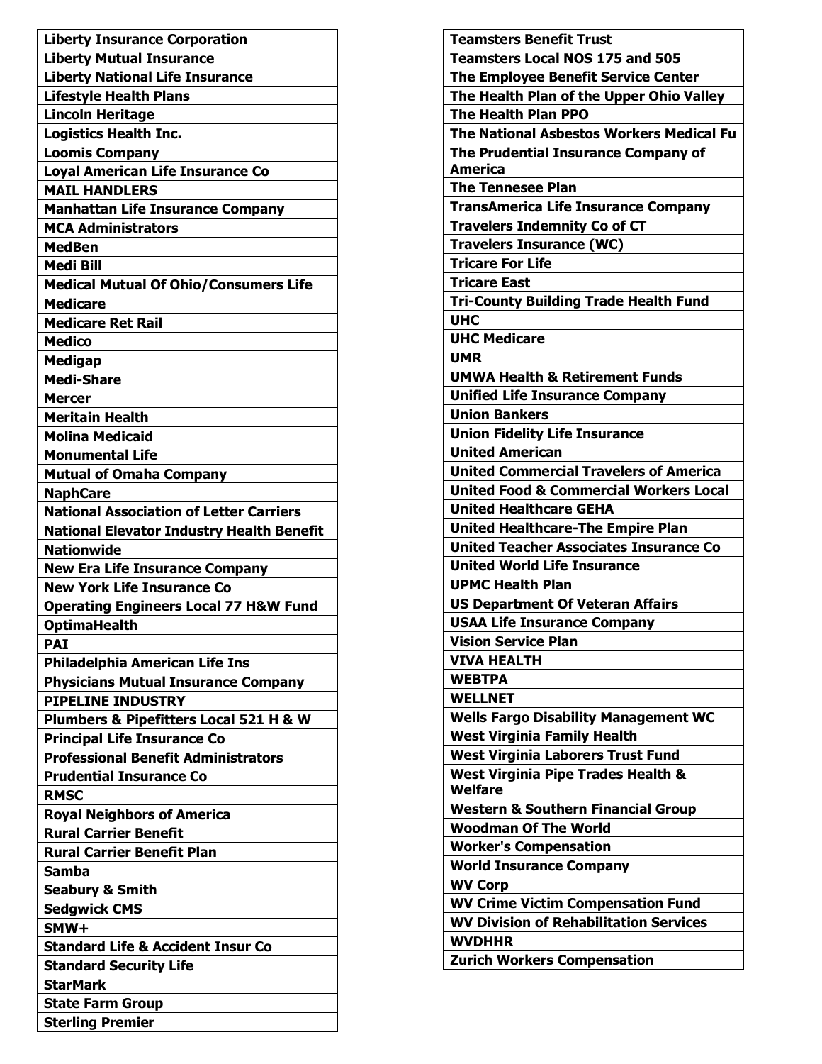| |
|---|
| **Liberty Insurance Corporation** |
| **Liberty Mutual Insurance** |
| **Liberty National Life Insurance** |
| **Lifestyle Health Plans** |
| **Lincoln Heritage** |
| **Logistics Health Inc.** |
| **Loomis Company** |
| **Loyal American Life Insurance Co** |
| **MAIL HANDLERS** |
| **Manhattan Life Insurance Company** |
| **MCA Administrators** |
| **MedBen** |
| **Medi Bill** |
| **Medical Mutual Of Ohio/Consumers Life** |
| **Medicare** |
| **Medicare Ret Rail** |
| **Medico** |
| **Medigap** |
| **Medi-Share** |
| **Mercer** |
| **Meritain Health** |
| **Molina Medicaid** |
| **Monumental Life** |
| **Mutual of Omaha Company** |
| **NaphCare** |
| **National Association of Letter Carriers** |
| **National Elevator Industry Health Benefit** |
| **Nationwide** |
| **New Era Life Insurance Company** |
| **New York Life Insurance Co** |
| **Operating Engineers Local 77 H&W Fund** |
| **OptimaHealth** |
| **PAI** |
| **Philadelphia American Life Ins** |
| **Physicians Mutual Insurance Company** |
| **PIPELINE INDUSTRY** |
| **Plumbers & Pipefitters Local 521 H & W** |
| **Principal Life Insurance Co** |
| **Professional Benefit Administrators** |
| **Prudential Insurance Co** |
| **RMSC** |
| **Royal Neighbors of America** |
| **Rural Carrier Benefit** |
| **Rural Carrier Benefit Plan** |
| **Samba** |
| **Seabury & Smith** |
| **Sedgwick CMS** |
| **SMW+** |
| **Standard Life & Accident Insur Co** |
| **Standard Security Life** |
| **StarMark** |
| **State Farm Group** |
| **Sterling Premier** |

| |
|---|
| **Teamsters Benefit Trust** |
| **Teamsters Local NOS 175 and 505** |
| **The Employee Benefit Service Center** |
| **The Health Plan of the Upper Ohio Valley** |
| **The Health Plan PPO** |
| **The National Asbestos Workers Medical Fu** |
| **The Prudential Insurance Company of America** |
| **The Tennesee Plan** |
| **TransAmerica Life Insurance Company** |
| **Travelers Indemnity Co of CT** |
| **Travelers Insurance (WC)** |
| **Tricare For Life** |
| **Tricare East** |
| **Tri-County Building Trade Health Fund** |
| **UHC** |
| **UHC Medicare** |
| **UMR** |
| **UMWA Health & Retirement Funds** |
| **Unified Life Insurance Company** |
| **Union Bankers** |
| **Union Fidelity Life Insurance** |
| **United American** |
| **United Commercial Travelers of America** |
| **United Food & Commercial Workers Local** |
| **United Healthcare GEHA** |
| **United Healthcare-The Empire Plan** |
| **United Teacher Associates Insurance Co** |
| **United World Life Insurance** |
| **UPMC Health Plan** |
| **US Department Of Veteran Affairs** |
| **USAA Life Insurance Company** |
| **Vision Service Plan** |
| **VIVA HEALTH** |
| **WEBTPA** |
| **WELLNET** |
| **Wells Fargo Disability Management WC** |
| **West Virginia Family Health** |
| **West Virginia Laborers Trust Fund** |
| **West Virginia Pipe Trades Health & Welfare** |
| **Western & Southern Financial Group** |
| **Woodman Of The World** |
| **Worker's Compensation** |
| **World Insurance Company** |
| **WV Corp** |
| **WV Crime Victim Compensation Fund** |
| **WV Division of Rehabilitation Services** |
| **WVDHHR** |
| **Zurich Workers Compensation** |